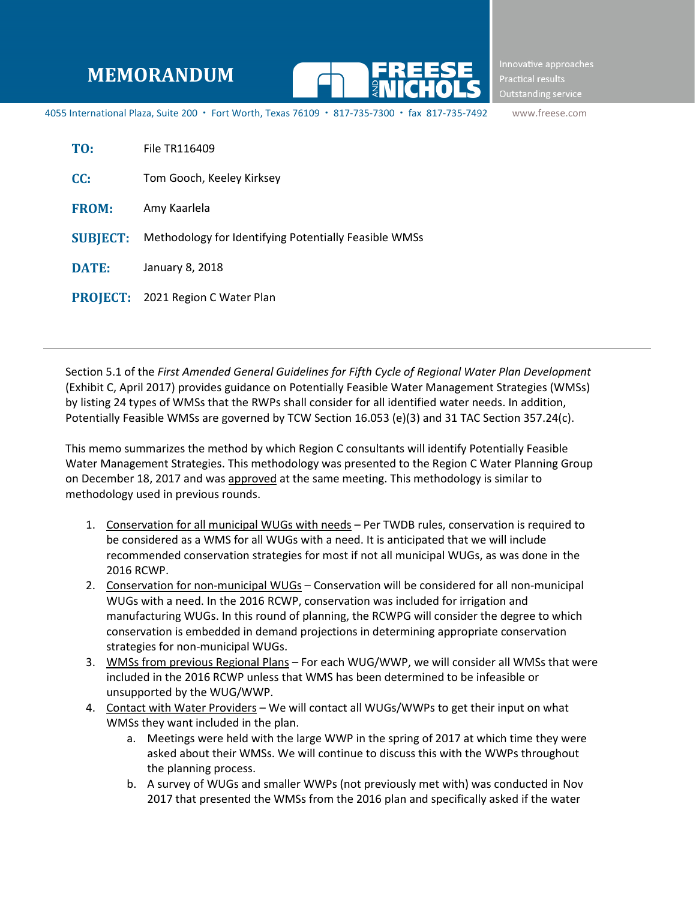# MEMORANDUM

**FREESE AND NICHOLS**

Innovative approaches
Practical results
Outstanding service

4055 International Plaza, Suite 200 • Fort Worth, Texas 76109 • 817-735-7300 • fax 817-735-7492 www.freese.com

**TO:** File TR116409

**CC:** Tom Gooch, Keeley Kirksey

**FROM:** Amy Kaarlela

**SUBJECT:** Methodology for Identifying Potentially Feasible WMSs

**DATE:** January 8, 2018

**PROJECT:** 2021 Region C Water Plan

---

Section 5.1 of the *First Amended General Guidelines for Fifth Cycle of Regional Water Plan Development* (Exhibit C, April 2017) provides guidance on Potentially Feasible Water Management Strategies (WMSs) by listing 24 types of WMSs that the RWPs shall consider for all identified water needs. In addition, Potentially Feasible WMSs are governed by TCW Section 16.053 (e)(3) and 31 TAC Section 357.24(c).

This memo summarizes the method by which Region C consultants will identify Potentially Feasible Water Management Strategies. This methodology was presented to the Region C Water Planning Group on December 18, 2017 and was <u>approved</u> at the same meeting. This methodology is similar to methodology used in previous rounds.

1. <u>Conservation for all municipal WUGs with needs</u> – Per TWDB rules, conservation is required to be considered as a WMS for all WUGs with a need. It is anticipated that we will include recommended conservation strategies for most if not all municipal WUGs, as was done in the 2016 RCWP.
2. <u>Conservation for non-municipal WUGs</u> – Conservation will be considered for all non-municipal WUGs with a need. In the 2016 RCWP, conservation was included for irrigation and manufacturing WUGs. In this round of planning, the RCWPG will consider the degree to which conservation is embedded in demand projections in determining appropriate conservation strategies for non-municipal WUGs.
3. <u>WMSs from previous Regional Plans</u> – For each WUG/WWP, we will consider all WMSs that were included in the 2016 RCWP unless that WMS has been determined to be infeasible or unsupported by the WUG/WWP.
4. <u>Contact with Water Providers</u> – We will contact all WUGs/WWPs to get their input on what WMSs they want included in the plan.
    a. Meetings were held with the large WWP in the spring of 2017 at which time they were asked about their WMSs. We will continue to discuss this with the WWPs throughout the planning process.
    b. A survey of WUGs and smaller WWPs (not previously met with) was conducted in Nov 2017 that presented the WMSs from the 2016 plan and specifically asked if the water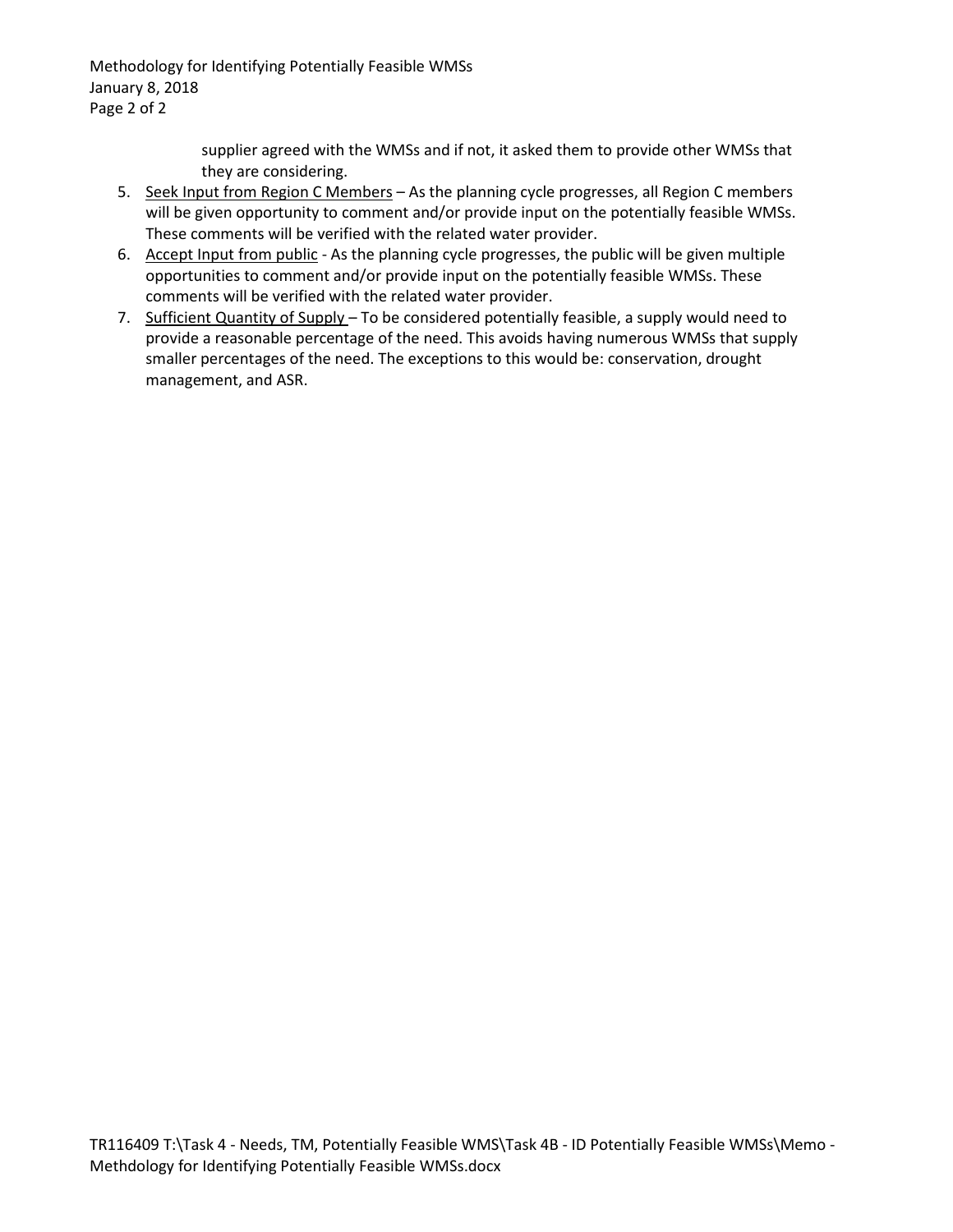supplier agreed with the WMSs and if not, it asked them to provide other WMSs that they are considering.

5. Seek Input from Region C Members – As the planning cycle progresses, all Region C members will be given opportunity to comment and/or provide input on the potentially feasible WMSs. These comments will be verified with the related water provider.
6. Accept Input from public - As the planning cycle progresses, the public will be given multiple opportunities to comment and/or provide input on the potentially feasible WMSs. These comments will be verified with the related water provider.
7. Sufficient Quantity of Supply – To be considered potentially feasible, a supply would need to provide a reasonable percentage of the need. This avoids having numerous WMSs that supply smaller percentages of the need. The exceptions to this would be: conservation, drought management, and ASR.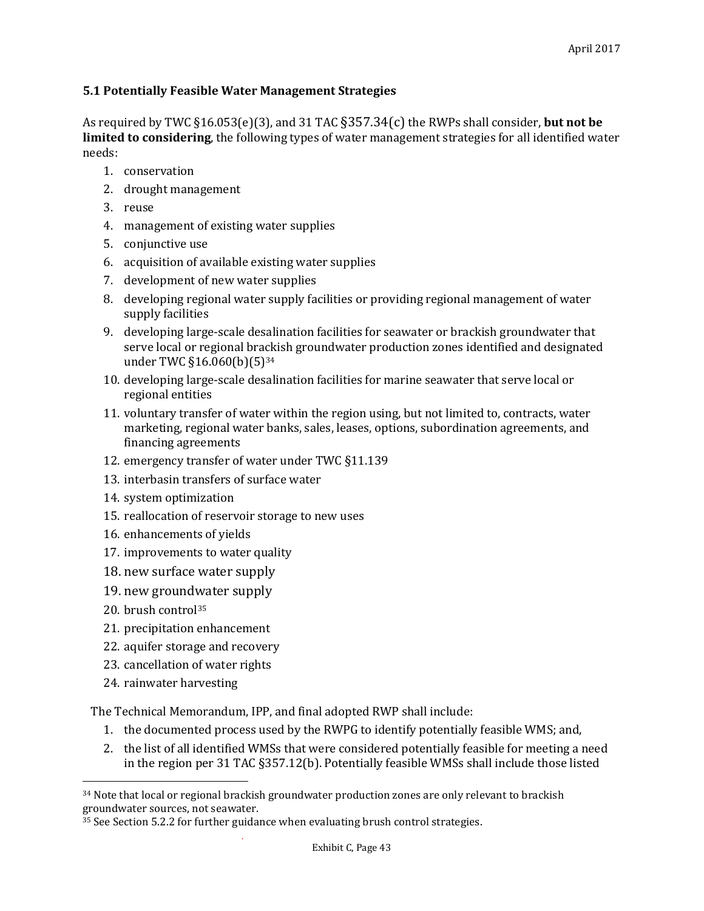### 5.1 Potentially Feasible Water Management Strategies

As required by TWC §16.053(e)(3), and 31 TAC §357.34(c) the RWPs shall consider, **but not be limited to considering**, the following types of water management strategies for all identified water needs:

1. conservation
2. drought management
3. reuse
4. management of existing water supplies
5. conjunctive use
6. acquisition of available existing water supplies
7. development of new water supplies
8. developing regional water supply facilities or providing regional management of water supply facilities
9. developing large-scale desalination facilities for seawater or brackish groundwater that serve local or regional brackish groundwater production zones identified and designated under TWC §16.060(b)(5)[34]
10. developing large-scale desalination facilities for marine seawater that serve local or regional entities
11. voluntary transfer of water within the region using, but not limited to, contracts, water marketing, regional water banks, sales, leases, options, subordination agreements, and financing agreements
12. emergency transfer of water under TWC §11.139
13. interbasin transfers of surface water
14. system optimization
15. reallocation of reservoir storage to new uses
16. enhancements of yields
17. improvements to water quality
18. new surface water supply
19. new groundwater supply
20. brush control[35]
21. precipitation enhancement
22. aquifer storage and recovery
23. cancellation of water rights
24. rainwater harvesting

The Technical Memorandum, IPP, and final adopted RWP shall include:

1. the documented process used by the RWPG to identify potentially feasible WMS; and,
2. the list of all identified WMSs that were considered potentially feasible for meeting a need in the region per 31 TAC §357.12(b). Potentially feasible WMSs shall include those listed

---

[34] Note that local or regional brackish groundwater production zones are only relevant to brackish groundwater sources, not seawater.

[35] See Section 5.2.2 for further guidance when evaluating brush control strategies.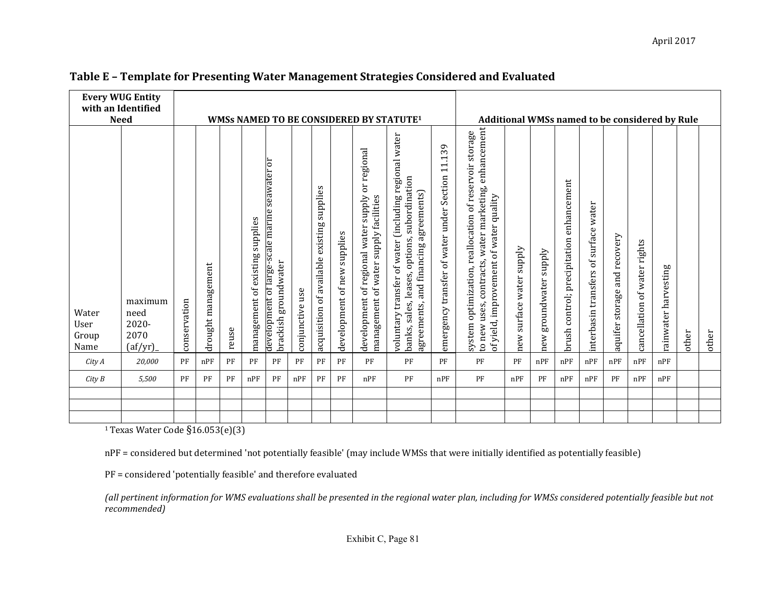## Table E – Template for Presenting Water Management Strategies Considered and Evaluated

| Every WUG Entity with an Identified Need | | WMSs NAMED TO BE CONSIDERED BY STATUTE[1] | | | | | | | | | | | Additional WMSs named to be considered by Rule | | | | | | | | | | |
|---|---|---|---|---|---|---|---|---|---|---|---|---|---|---|---|---|---|---|---|---|---|---|---|
| Water User Group Name | maximum need 2020-2070 (af/yr)_ | conservation | drought management | reuse | management of existing supplies | development of large-scale marine seawater or brackish groundwater | conjunctive use | acquisition of available existing supplies | development of new supplies | development of regional water supply or regional management of water supply facilities | voluntary transfer of water (including regional water banks, sales, leases, options, subordination agreements, and financing agreements) | emergency transfer of water under Section 11.139 | system optimization, reallocation of reservoir storage to new uses, contracts, water marketing, enhancement of yield, improvement of water quality | new surface water supply | new groundwater supply | brush control; precipitation enhancement | interbasin transfers of surface water | aquifer storage and recovery | cancellation of water rights | rainwater harvesting | other | other |
| *City A* | *20,000* | PF | nPF | PF | PF | PF | PF | PF | PF | PF | PF | PF | PF | PF | nPF | nPF | nPF | nPF | nPF | nPF | | |
| *City B* | *5,500* | PF | PF | PF | nPF | PF | nPF | PF | PF | nPF | PF | nPF | PF | nPF | PF | nPF | nPF | PF | nPF | nPF | | |
| | | | | | | | | | | | | | | | | | | | | | | |
| | | | | | | | | | | | | | | | | | | | | | | |
| | | | | | | | | | | | | | | | | | | | | | | |

[1] Texas Water Code §16.053(e)(3)

nPF = considered but determined 'not potentially feasible' (may include WMSs that were initially identified as potentially feasible)

PF = considered 'potentially feasible' and therefore evaluated

*(all pertinent information for WMS evaluations shall be presented in the regional water plan, including for WMSs considered potentially feasible but not recommended)*